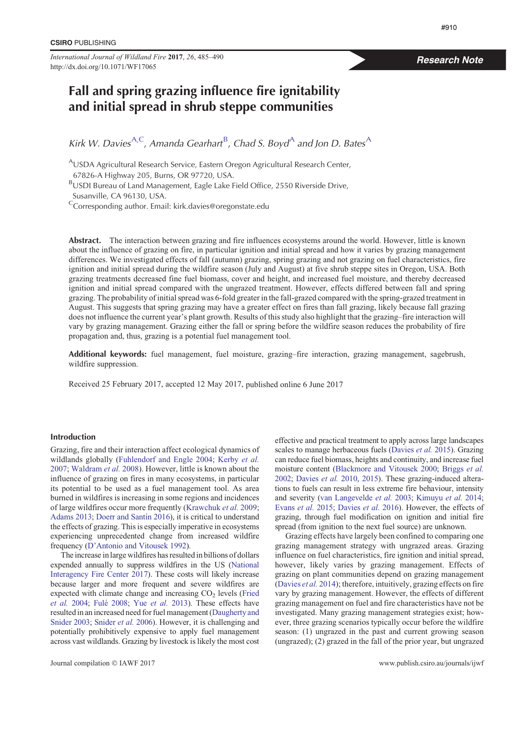Research Note

# Fall and spring grazing influence fire ignitability and initial spread in shrub steppe communities

*Kirk W. Davies*[A,C], *Amanda Gearhart*[B], *Chad S. Boyd*[A] *and Jon D. Bates*[A]

[A]USDA Agricultural Research Service, Eastern Oregon Agricultural Research Center, 67826-A Highway 205, Burns, OR 97720, USA.

[B]USDI Bureau of Land Management, Eagle Lake Field Office, 2550 Riverside Drive, Susanville, CA 96130, USA.

[C]Corresponding author. Email: kirk.davies@oregonstate.edu

**Abstract.** The interaction between grazing and fire influences ecosystems around the world. However, little is known about the influence of grazing on fire, in particular ignition and initial spread and how it varies by grazing management differences. We investigated effects of fall (autumn) grazing, spring grazing and not grazing on fuel characteristics, fire ignition and initial spread during the wildfire season (July and August) at five shrub steppe sites in Oregon, USA. Both grazing treatments decreased fine fuel biomass, cover and height, and increased fuel moisture, and thereby decreased ignition and initial spread compared with the ungrazed treatment. However, effects differed between fall and spring grazing. The probability of initial spread was 6-fold greater in the fall-grazed compared with the spring-grazed treatment in August. This suggests that spring grazing may have a greater effect on fires than fall grazing, likely because fall grazing does not influence the current year's plant growth. Results of this study also highlight that the grazing–fire interaction will vary by grazing management. Grazing either the fall or spring before the wildfire season reduces the probability of fire propagation and, thus, grazing is a potential fuel management tool.

**Additional keywords:** fuel management, fuel moisture, grazing–fire interaction, grazing management, sagebrush, wildfire suppression.

Received 25 February 2017, accepted 12 May 2017, published online 6 June 2017

## Introduction

Grazing, fire and their interaction affect ecological dynamics of wildlands globally (Fuhlendorf and Engle 2004; Kerby *et al.* 2007; Waldram *et al.* 2008). However, little is known about the influence of grazing on fires in many ecosystems, in particular its potential to be used as a fuel management tool. As area burned in wildfires is increasing in some regions and incidences of large wildfires occur more frequently (Krawchuk *et al.* 2009; Adams 2013; Doerr and Santín 2016), it is critical to understand the effects of grazing. This is especially imperative in ecosystems experiencing unprecedented change from increased wildfire frequency (D'Antonio and Vitousek 1992).

The increase in large wildfires has resulted in billions of dollars expended annually to suppress wildfires in the US (National Interagency Fire Center 2017). These costs will likely increase because larger and more frequent and severe wildfires are expected with climate change and increasing $CO_2$ levels (Fried *et al.* 2004; Fulé 2008; Yue *et al.* 2013). These effects have resulted in an increased need for fuel management (Daugherty and Snider 2003; Snider *et al.* 2006). However, it is challenging and potentially prohibitively expensive to apply fuel management across vast wildlands. Grazing by livestock is likely the most cost effective and practical treatment to apply across large landscapes scales to manage herbaceous fuels (Davies *et al.* 2015). Grazing can reduce fuel biomass, heights and continuity, and increase fuel moisture content (Blackmore and Vitousek 2000; Briggs *et al.* 2002; Davies *et al.* 2010, 2015). These grazing-induced alterations to fuels can result in less extreme fire behaviour, intensity and severity (van Langevelde *et al.* 2003; Kimuyu *et al.* 2014; Evans *et al.* 2015; Davies *et al.* 2016). However, the effects of grazing, through fuel modification on ignition and initial fire spread (from ignition to the next fuel source) are unknown.

Grazing effects have largely been confined to comparing one grazing management strategy with ungrazed areas. Grazing influence on fuel characteristics, fire ignition and initial spread, however, likely varies by grazing management. Effects of grazing on plant communities depend on grazing management (Davies *et al.* 2014); therefore, intuitively, grazing effects on fire vary by grazing management. However, the effects of different grazing management on fuel and fire characteristics have not be investigated. Many grazing management strategies exist; however, three grazing scenarios typically occur before the wildfire season: (1) ungrazed in the past and current growing season (ungrazed); (2) grazed in the fall of the prior year, but ungrazed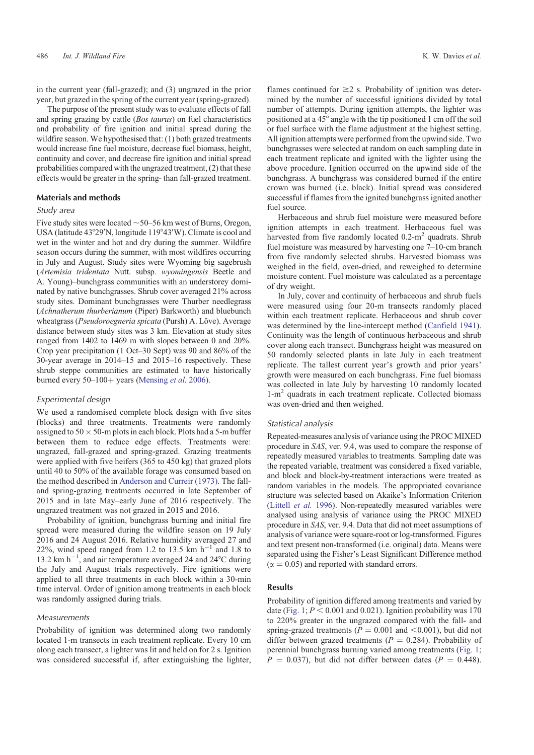in the current year (fall-grazed); and (3) ungrazed in the prior year, but grazed in the spring of the current year (spring-grazed).

The purpose of the present study was to evaluate effects of fall and spring grazing by cattle (*Bos taurus*) on fuel characteristics and probability of fire ignition and initial spread during the wildfire season. We hypothesised that: (1) both grazed treatments would increase fine fuel moisture, decrease fuel biomass, height, continuity and cover, and decrease fire ignition and initial spread probabilities compared with the ungrazed treatment, (2) that these effects would be greater in the spring- than fall-grazed treatment.

## Materials and methods

### Study area

Five study sites were located ~50–56 km west of Burns, Oregon, USA (latitude 43°29′N, longitude 119°43′W). Climate is cool and wet in the winter and hot and dry during the summer. Wildfire season occurs during the summer, with most wildfires occurring in July and August. Study sites were Wyoming big sagebrush (*Artemisia tridentata* Nutt. subsp. *wyomingensis* Beetle and A. Young)–bunchgrass communities with an understorey dominated by native bunchgrasses. Shrub cover averaged 21% across study sites. Dominant bunchgrasses were Thurber needlegrass (*Achnatherium thurberianum* (Piper) Barkworth) and bluebunch wheatgrass (*Pseudoroegneria spicata* (Pursh) A. Löve). Average distance between study sites was 3 km. Elevation at study sites ranged from 1402 to 1469 m with slopes between 0 and 20%. Crop year precipitation (1 Oct–30 Sept) was 90 and 86% of the 30-year average in 2014–15 and 2015–16 respectively. These shrub steppe communities are estimated to have historically burned every 50–100+ years (Mensing *et al.* 2006).

### Experimental design

We used a randomised complete block design with five sites (blocks) and three treatments. Treatments were randomly assigned to 50 × 50-m plots in each block. Plots had a 5-m buffer between them to reduce edge effects. Treatments were: ungrazed, fall-grazed and spring-grazed. Grazing treatments were applied with five heifers (365 to 450 kg) that grazed plots until 40 to 50% of the available forage was consumed based on the method described in Anderson and Curreir (1973). The fall- and spring-grazing treatments occurred in late September of 2015 and in late May–early June of 2016 respectively. The ungrazed treatment was not grazed in 2015 and 2016.

Probability of ignition, bunchgrass burning and initial fire spread were measured during the wildfire season on 19 July 2016 and 24 August 2016. Relative humidity averaged 27 and 22%, wind speed ranged from 1.2 to 13.5 km $h^{-1}$ and 1.8 to 13.2 km $h^{-1}$, and air temperature averaged 24 and 24°C during the July and August trials respectively. Fire ignitions were applied to all three treatments in each block within a 30-min time interval. Order of ignition among treatments in each block was randomly assigned during trials.

### Measurements

Probability of ignition was determined along two randomly located 1-m transects in each treatment replicate. Every 10 cm along each transect, a lighter was lit and held on for 2 s. Ignition was considered successful if, after extinguishing the lighter, flames continued for ≥2 s. Probability of ignition was determined by the number of successful ignitions divided by total number of attempts. During ignition attempts, the lighter was positioned at a 45° angle with the tip positioned 1 cm off the soil or fuel surface with the flame adjustment at the highest setting. All ignition attempts were performed from the upwind side. Two bunchgrasses were selected at random on each sampling date in each treatment replicate and ignited with the lighter using the above procedure. Ignition occurred on the upwind side of the bunchgrass. A bunchgrass was considered burned if the entire crown was burned (i.e. black). Initial spread was considered successful if flames from the ignited bunchgrass ignited another fuel source.

Herbaceous and shrub fuel moisture were measured before ignition attempts in each treatment. Herbaceous fuel was harvested from five randomly located 0.2-$m^2$ quadrats. Shrub fuel moisture was measured by harvesting one 7–10-cm branch from five randomly selected shrubs. Harvested biomass was weighed in the field, oven-dried, and reweighed to determine moisture content. Fuel moisture was calculated as a percentage of dry weight.

In July, cover and continuity of herbaceous and shrub fuels were measured using four 20-m transects randomly placed within each treatment replicate. Herbaceous and shrub cover was determined by the line-intercept method (Canfield 1941). Continuity was the length of continuous herbaceous and shrub cover along each transect. Bunchgrass height was measured on 50 randomly selected plants in late July in each treatment replicate. The tallest current year's growth and prior years' growth were measured on each bunchgrass. Fine fuel biomass was collected in late July by harvesting 10 randomly located 1-$m^2$ quadrats in each treatment replicate. Collected biomass was oven-dried and then weighed.

### Statistical analysis

Repeated-measures analysis of variance using the PROC MIXED procedure in *SAS*, ver. 9.4, was used to compare the response of repeatedly measured variables to treatments. Sampling date was the repeated variable, treatment was considered a fixed variable, and block and block-by-treatment interactions were treated as random variables in the models. The appropriated covariance structure was selected based on Akaike's Information Criterion (Littell *et al.* 1996). Non-repeatedly measured variables were analysed using analysis of variance using the PROC MIXED procedure in *SAS*, ver. 9.4. Data that did not meet assumptions of analysis of variance were square-root or log-transformed. Figures and text present non-transformed (i.e. original) data. Means were separated using the Fisher's Least Significant Difference method ($\alpha = 0.05$) and reported with standard errors.

## Results

Probability of ignition differed among treatments and varied by date (Fig. 1; $P < 0.001$ and 0.021). Ignition probability was 170 to 220% greater in the ungrazed compared with the fall- and spring-grazed treatments ($P = 0.001$ and $<0.001$), but did not differ between grazed treatments ($P = 0.284$). Probability of perennial bunchgrass burning varied among treatments (Fig. 1; $P = 0.037$), but did not differ between dates ($P = 0.448$).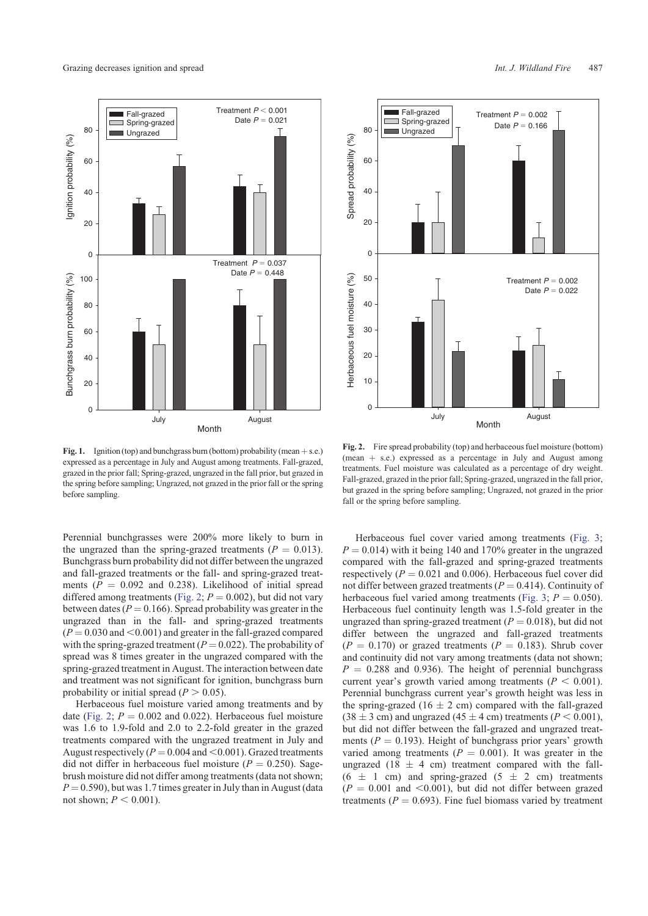**Fig. 1.** Ignition (top) and bunchgrass burn (bottom) probability (mean + s.e.) expressed as a percentage in July and August among treatments. Fall-grazed, grazed in the prior fall; Spring-grazed, ungrazed in the fall prior, but grazed in the spring before sampling; Ungrazed, not grazed in the prior fall or the spring before sampling.

**Fig. 2.** Fire spread probability (top) and herbaceous fuel moisture (bottom) (mean + s.e.) expressed as a percentage in July and August among treatments. Fuel moisture was calculated as a percentage of dry weight. Fall-grazed, grazed in the prior fall; Spring-grazed, ungrazed in the fall prior, but grazed in the spring before sampling; Ungrazed, not grazed in the prior fall or the spring before sampling.

Perennial bunchgrasses were 200% more likely to burn in the ungrazed than the spring-grazed treatments ($P = 0.013$). Bunchgrass burn probability did not differ between the ungrazed and fall-grazed treatments or the fall- and spring-grazed treatments ($P = 0.092$ and 0.238). Likelihood of initial spread differed among treatments (Fig. 2; $P = 0.002$), but did not vary between dates ($P = 0.166$). Spread probability was greater in the ungrazed than in the fall- and spring-grazed treatments ($P = 0.030$ and $<0.001$) and greater in the fall-grazed compared with the spring-grazed treatment ($P = 0.022$). The probability of spread was 8 times greater in the ungrazed compared with the spring-grazed treatment in August. The interaction between date and treatment was not significant for ignition, bunchgrass burn probability or initial spread ($P > 0.05$).

Herbaceous fuel moisture varied among treatments and by date (Fig. 2; $P = 0.002$ and 0.022). Herbaceous fuel moisture was 1.6 to 1.9-fold and 2.0 to 2.2-fold greater in the grazed treatments compared with the ungrazed treatment in July and August respectively ($P = 0.004$ and $<0.001$). Grazed treatments did not differ in herbaceous fuel moisture ($P = 0.250$). Sagebrush moisture did not differ among treatments (data not shown; $P = 0.590$), but was 1.7 times greater in July than in August (data not shown; $P < 0.001$).

Herbaceous fuel cover varied among treatments (Fig. 3; $P = 0.014$) with it being 140 and 170% greater in the ungrazed compared with the fall-grazed and spring-grazed treatments respectively ($P = 0.021$ and 0.006). Herbaceous fuel cover did not differ between grazed treatments ($P = 0.414$). Continuity of herbaceous fuel varied among treatments (Fig. 3; $P = 0.050$). Herbaceous fuel continuity length was 1.5-fold greater in the ungrazed than spring-grazed treatment ($P = 0.018$), but did not differ between the ungrazed and fall-grazed treatments ($P = 0.170$) or grazed treatments ($P = 0.183$). Shrub cover and continuity did not vary among treatments (data not shown; $P = 0.288$ and 0.936). The height of perennial bunchgrass current year's growth varied among treatments ($P < 0.001$). Perennial bunchgrass current year's growth height was less in the spring-grazed ($16 \pm 2$ cm) compared with the fall-grazed ($38 \pm 3$ cm) and ungrazed ($45 \pm 4$ cm) treatments ($P < 0.001$), but did not differ between the fall-grazed and ungrazed treatments ($P = 0.193$). Height of bunchgrass prior years' growth varied among treatments ($P = 0.001$). It was greater in the ungrazed ($18 \pm 4$ cm) treatment compared with the fall- ($6 \pm 1$ cm) and spring-grazed ($5 \pm 2$ cm) treatments ($P = 0.001$ and $<0.001$), but did not differ between grazed treatments ($P = 0.693$). Fine fuel biomass varied by treatment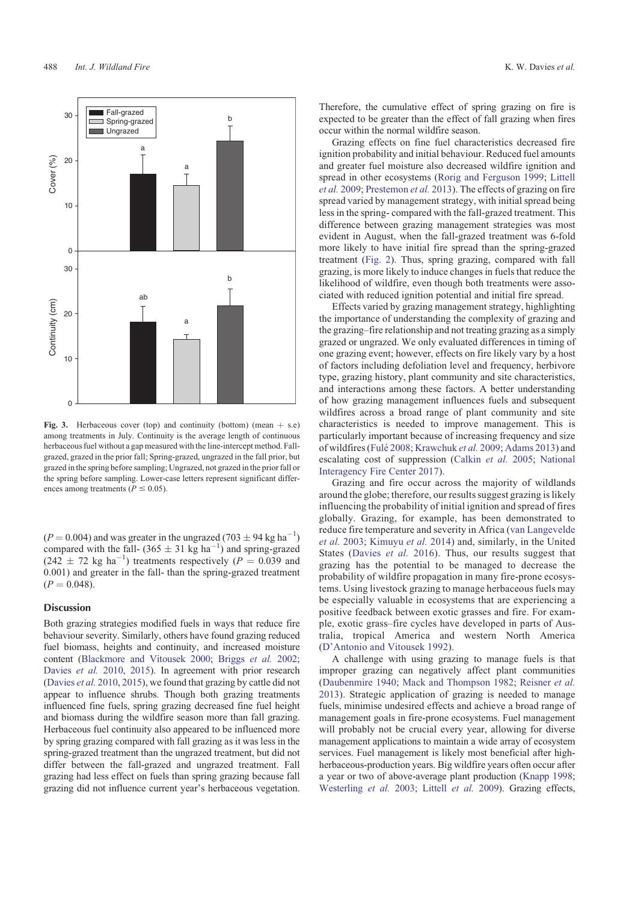Fig. 3. Herbaceous cover (top) and continuity (bottom) (mean + s.e) among treatments in July. Continuity is the average length of continuous herbaceous fuel without a gap measured with the line-intercept method. Fall-grazed, grazed in the prior fall; Spring-grazed, ungrazed in the fall prior, but grazed in the spring before sampling; Ungrazed, not grazed in the prior fall or the spring before sampling. Lower-case letters represent significant differences among treatments ($P \leq 0.05$).

($P = 0.004$) and was greater in the ungrazed ($703 \pm 94$ kg ha$^{-1}$) compared with the fall- ($365 \pm 31$ kg ha$^{-1}$) and spring-grazed ($242 \pm 72$ kg ha$^{-1}$) treatments respectively ($P = 0.039$ and 0.001) and greater in the fall- than the spring-grazed treatment ($P = 0.048$).

## Discussion

Both grazing strategies modified fuels in ways that reduce fire behaviour severity. Similarly, others have found grazing reduced fuel biomass, heights and continuity, and increased moisture content (Blackmore and Vitousek 2000; Briggs *et al.* 2002; Davies *et al.* 2010, 2015). In agreement with prior research (Davies *et al.* 2010, 2015), we found that grazing by cattle did not appear to influence shrubs. Though both grazing treatments influenced fine fuels, spring grazing decreased fine fuel height and biomass during the wildfire season more than fall grazing. Herbaceous fuel continuity also appeared to be influenced more by spring grazing compared with fall grazing as it was less in the spring-grazed treatment than the ungrazed treatment, but did not differ between the fall-grazed and ungrazed treatment. Fall grazing had less effect on fuels than spring grazing because fall grazing did not influence current year's herbaceous vegetation. Therefore, the cumulative effect of spring grazing on fire is expected to be greater than the effect of fall grazing when fires occur within the normal wildfire season.

Grazing effects on fine fuel characteristics decreased fire ignition probability and initial fire behaviour. Reduced fuel amounts and greater fuel moisture also decreased wildfire ignition and spread in other ecosystems (Rorig and Ferguson 1999; Littell *et al.* 2009; Prestemon *et al.* 2013). The effects of grazing on fire spread varied by management strategy, with initial spread being less in the spring- compared with the fall-grazed treatment. This difference between grazing management strategies was most evident in August, when the fall-grazed treatment was 6-fold more likely to have initial fire spread than the spring-grazed treatment (Fig. 2). Thus, spring grazing, compared with fall grazing, is more likely to induce changes in fuels that reduce the likelihood of wildfire, even though both treatments were associated with reduced ignition potential and initial fire spread.

Effects varied by grazing management strategy, highlighting the importance of understanding the complexity of grazing and the grazing–fire relationship and not treating grazing as a simply grazed or ungrazed. We only evaluated differences in timing of one grazing event; however, effects on fire likely vary by a host of factors including defoliation level and frequency, herbivore type, grazing history, plant community and site characteristics, and interactions among these factors. A better understanding of how grazing management influences fuels and subsequent wildfires across a broad range of plant community and site characteristics is needed to improve management. This is particularly important because of increasing frequency and size of wildfires (Fulé 2008; Krawchuk *et al.* 2009; Adams 2013) and escalating cost of suppression (Calkin *et al.* 2005; National Interagency Fire Center 2017).

Grazing and fire occur across the majority of wildlands around the globe; therefore, our results suggest grazing is likely influencing the probability of initial ignition and spread of fires globally. Grazing, for example, has been demonstrated to reduce fire temperature and severity in Africa (van Langevelde *et al.* 2003; Kimuyu *et al.* 2014) and, similarly, in the United States (Davies *et al.* 2016). Thus, our results suggest that grazing has the potential to be managed to decrease the probability of wildfire propagation in many fire-prone ecosystems. Using livestock grazing to manage herbaceous fuels may be especially valuable in ecosystems that are experiencing a positive feedback between exotic grasses and fire. For example, exotic grass–fire cycles have developed in parts of Australia, tropical America and western North America (D'Antonio and Vitousek 1992).

A challenge with using grazing to manage fuels is that improper grazing can negatively affect plant communities (Daubenmire 1940; Mack and Thompson 1982; Reisner *et al.* 2013). Strategic application of grazing is needed to manage fuels, minimise undesired effects and achieve a broad range of management goals in fire-prone ecosystems. Fuel management will probably not be crucial every year, allowing for diverse management applications to maintain a wide array of ecosystem services. Fuel management is likely most beneficial after high-herbaceous-production years. Big wildfire years often occur after a year or two of above-average plant production (Knapp 1998; Westerling *et al.* 2003; Littell *et al.* 2009). Grazing effects,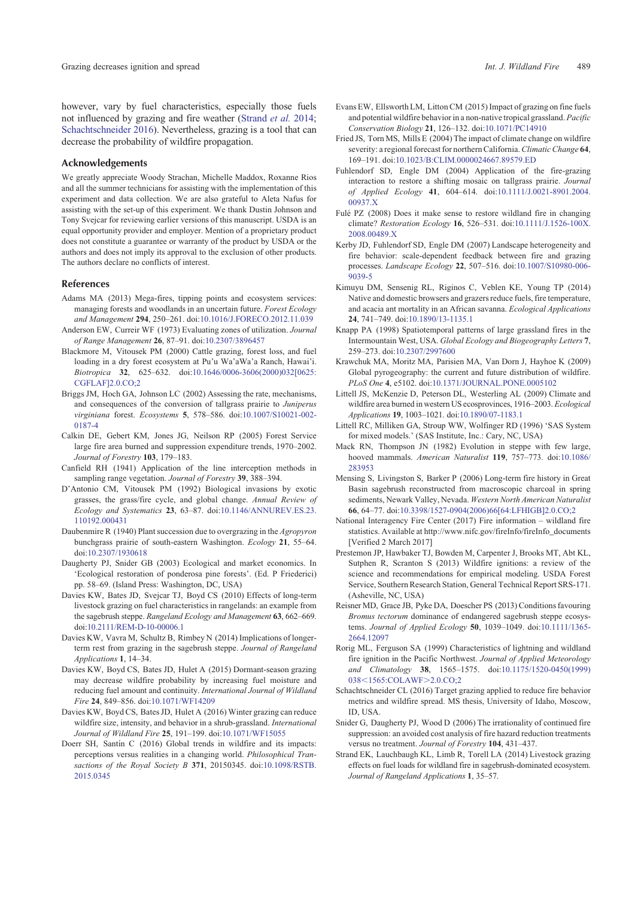however, vary by fuel characteristics, especially those fuels not influenced by grazing and fire weather (Strand *et al.* 2014; Schachtschneider 2016). Nevertheless, grazing is a tool that can decrease the probability of wildfire propagation.

## Acknowledgements

We greatly appreciate Woody Strachan, Michelle Maddox, Roxanne Rios and all the summer technicians for assisting with the implementation of this experiment and data collection. We are also grateful to Aleta Nafus for assisting with the set-up of this experiment. We thank Dustin Johnson and Tony Svejcar for reviewing earlier versions of this manuscript. USDA is an equal opportunity provider and employer. Mention of a proprietary product does not constitute a guarantee or warranty of the product by USDA or the authors and does not imply its approval to the exclusion of other products. The authors declare no conflicts of interest.

## References

Adams MA (2013) Mega-fires, tipping points and ecosystem services: managing forests and woodlands in an uncertain future. *Forest Ecology and Management* **294**, 250–261. doi:10.1016/J.FORECO.2012.11.039

Anderson EW, Curreir WF (1973) Evaluating zones of utilization. *Journal of Range Management* **26**, 87–91. doi:10.2307/3896457

Blackmore M, Vitousek PM (2000) Cattle grazing, forest loss, and fuel loading in a dry forest ecosystem at Pu'u Wa'aWa'a Ranch, Hawai'i. *Biotropica* **32**, 625–632. doi:10.1646/0006-3606(2000)032[0625:CGFLAF]2.0.CO;2

Briggs JM, Hoch GA, Johnson LC (2002) Assessing the rate, mechanisms, and consequences of the conversion of tallgrass prairie to *Juniperus virginiana* forest. *Ecosystems* **5**, 578–586. doi:10.1007/S10021-002-0187-4

Calkin DE, Gebert KM, Jones JG, Neilson RP (2005) Forest Service large fire area burned and suppression expenditure trends, 1970–2002. *Journal of Forestry* **103**, 179–183.

Canfield RH (1941) Application of the line interception methods in sampling range vegetation. *Journal of Forestry* **39**, 388–394.

D'Antonio CM, Vitousek PM (1992) Biological invasions by exotic grasses, the grass/fire cycle, and global change. *Annual Review of Ecology and Systematics* **23**, 63–87. doi:10.1146/ANNUREV.ES.23.110192.000431

Daubenmire R (1940) Plant succession due to overgrazing in the *Agropyron* bunchgrass prairie of south-eastern Washington. *Ecology* **21**, 55–64. doi:10.2307/1930618

Daugherty PJ, Snider GB (2003) Ecological and market economics. In 'Ecological restoration of ponderosa pine forests'. (Ed. P Friederici) pp. 58–69. (Island Press: Washington, DC, USA)

Davies KW, Bates JD, Svejcar TJ, Boyd CS (2010) Effects of long-term livestock grazing on fuel characteristics in rangelands: an example from the sagebrush steppe. *Rangeland Ecology and Management* **63**, 662–669. doi:10.2111/REM-D-10-00006.1

Davies KW, Vavra M, Schultz B, Rimbey N (2014) Implications of longer-term rest from grazing in the sagebrush steppe. *Journal of Rangeland Applications* **1**, 14–34.

Davies KW, Boyd CS, Bates JD, Hulet A (2015) Dormant-season grazing may decrease wildfire probability by increasing fuel moisture and reducing fuel amount and continuity. *International Journal of Wildland Fire* **24**, 849–856. doi:10.1071/WF14209

Davies KW, Boyd CS, Bates JD, Hulet A (2016) Winter grazing can reduce wildfire size, intensity, and behavior in a shrub-grassland. *International Journal of Wildland Fire* **25**, 191–199. doi:10.1071/WF15055

Doerr SH, Santín C (2016) Global trends in wildfire and its impacts: perceptions versus realities in a changing world. *Philosophical Transactions of the Royal Society B* **371**, 20150345. doi:10.1098/RSTB.2015.0345

Evans EW, Ellsworth LM, Litton CM (2015) Impact of grazing on fine fuels and potential wildfire behavior in a non-native tropical grassland. *Pacific Conservation Biology* **21**, 126–132. doi:10.1071/PC14910

Fried JS, Torn MS, Mills E (2004) The impact of climate change on wildfire severity: a regional forecast for northern California. *Climatic Change* **64**, 169–191. doi:10.1023/B:CLIM.0000024667.89579.ED

Fuhlendorf SD, Engle DM (2004) Application of the fire-grazing interaction to restore a shifting mosaic on tallgrass prairie. *Journal of Applied Ecology* **41**, 604–614. doi:10.1111/J.0021-8901.2004.00937.X

Fulé PZ (2008) Does it make sense to restore wildland fire in changing climate? *Restoration Ecology* **16**, 526–531. doi:10.1111/J.1526-100X.2008.00489.X

Kerby JD, Fuhlendorf SD, Engle DM (2007) Landscape heterogeneity and fire behavior: scale-dependent feedback between fire and grazing processes. *Landscape Ecology* **22**, 507–516. doi:10.1007/S10980-006-9039-5

Kimuyu DM, Sensenig RL, Riginos C, Veblen KE, Young TP (2014) Native and domestic browsers and grazers reduce fuels, fire temperature, and acacia ant mortality in an African savanna. *Ecological Applications* **24**, 741–749. doi:10.1890/13-1135.1

Knapp PA (1998) Spatiotemporal patterns of large grassland fires in the Intermountain West, USA. *Global Ecology and Biogeography Letters* **7**, 259–273. doi:10.2307/2997600

Krawchuk MA, Moritz MA, Parisien MA, Van Dorn J, Hayhoe K (2009) Global pyrogeography: the current and future distribution of wildfire. *PLoS One* **4**, e5102. doi:10.1371/JOURNAL.PONE.0005102

Littell JS, McKenzie D, Peterson DL, Westerling AL (2009) Climate and wildfire area burned in western US ecoprovinces, 1916–2003. *Ecological Applications* **19**, 1003–1021. doi:10.1890/07-1183.1

Littell RC, Milliken GA, Stroup WW, Wolfinger RD (1996) 'SAS System for mixed models.' (SAS Institute, Inc.: Cary, NC, USA)

Mack RN, Thompson JN (1982) Evolution in steppe with few large, hooved mammals. *American Naturalist* **119**, 757–773. doi:10.1086/283953

Mensing S, Livingston S, Barker P (2006) Long-term fire history in Great Basin sagebrush reconstructed from macroscopic charcoal in spring sediments, Newark Valley, Nevada. *Western North American Naturalist* **66**, 64–77. doi:10.3398/1527-0904(2006)66[64:LFHIGB]2.0.CO;2

National Interagency Fire Center (2017) Fire information – wildland fire statistics. Available at http://www.nifc.gov/fireInfo/fireInfo_documents [Verified 2 March 2017]

Prestemon JP, Hawbaker TJ, Bowden M, Carpenter J, Brooks MT, Abt KL, Sutphen R, Scranton S (2013) Wildfire ignitions: a review of the science and recommendations for empirical modeling. USDA Forest Service, Southern Research Station, General Technical Report SRS-171. (Asheville, NC, USA)

Reisner MD, Grace JB, Pyke DA, Doescher PS (2013) Conditions favouring *Bromus tectorum* dominance of endangered sagebrush steppe ecosystems. *Journal of Applied Ecology* **50**, 1039–1049. doi:10.1111/1365-2664.12097

Rorig ML, Ferguson SA (1999) Characteristics of lightning and wildland fire ignition in the Pacific Northwest. *Journal of Applied Meteorology and Climatology* **38**, 1565–1575. doi:10.1175/1520-0450(1999)038<1565:COLAWF>2.0.CO;2

Schachtschneider CL (2016) Target grazing applied to reduce fire behavior metrics and wildfire spread. MS thesis, University of Idaho, Moscow, ID, USA.

Snider G, Daugherty PJ, Wood D (2006) The irrationality of continued fire suppression: an avoided cost analysis of fire hazard reduction treatments versus no treatment. *Journal of Forestry* **104**, 431–437.

Strand EK, Lauchbaugh KL, Limb R, Torell LA (2014) Livestock grazing effects on fuel loads for wildland fire in sagebrush-dominated ecosystems. *Journal of Rangeland Applications* **1**, 35–57.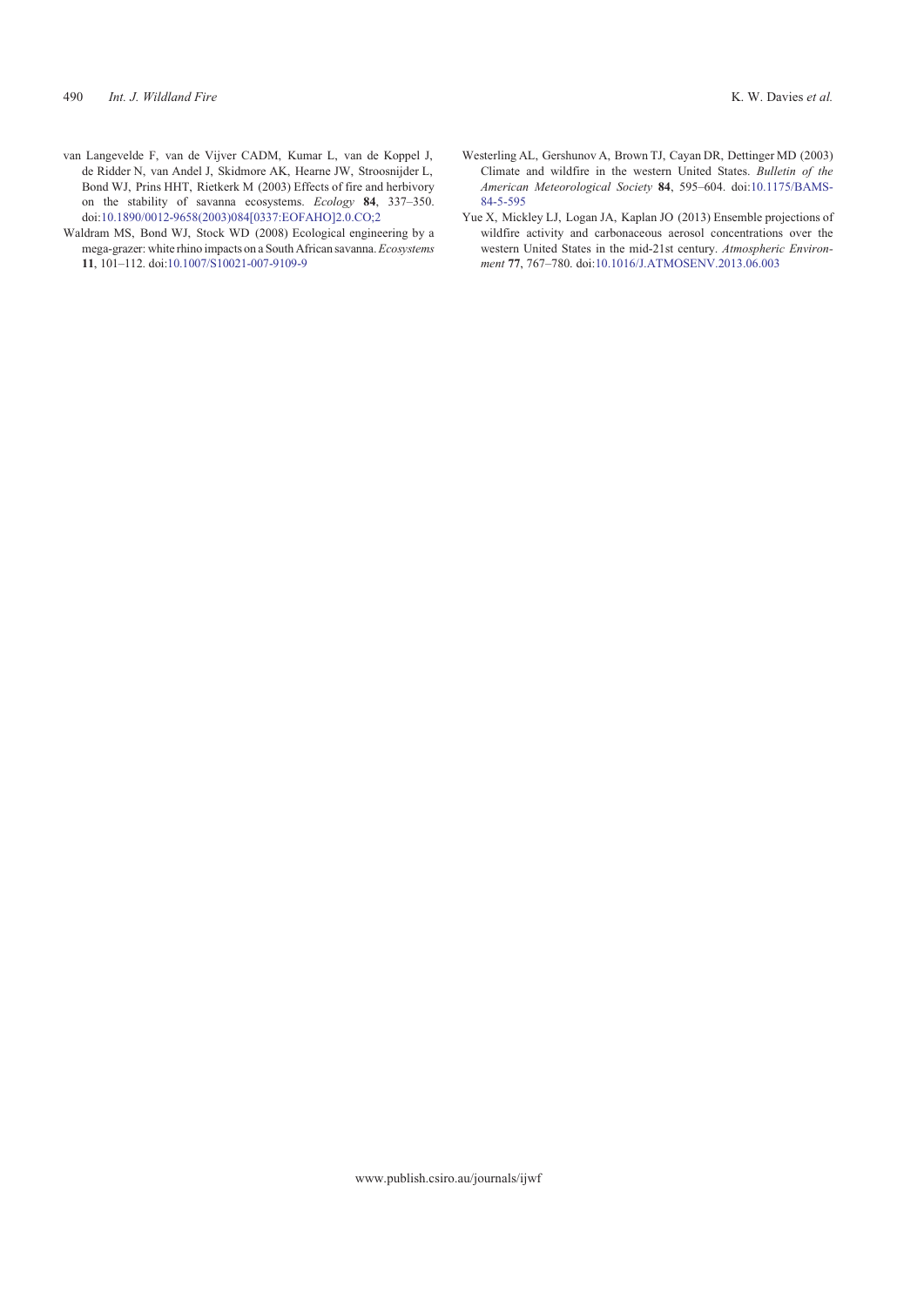van Langevelde F, van de Vijver CADM, Kumar L, van de Koppel J, de Ridder N, van Andel J, Skidmore AK, Hearne JW, Stroosnijder L, Bond WJ, Prins HHT, Rietkerk M (2003) Effects of fire and herbivory on the stability of savanna ecosystems. *Ecology* **84**, 337–350. doi:10.1890/0012-9658(2003)084[0337:EOFAHO]2.0.CO;2

Waldram MS, Bond WJ, Stock WD (2008) Ecological engineering by a mega-grazer: white rhino impacts on a South African savanna. *Ecosystems* **11**, 101–112. doi:10.1007/S10021-007-9109-9

Westerling AL, Gershunov A, Brown TJ, Cayan DR, Dettinger MD (2003) Climate and wildfire in the western United States. *Bulletin of the American Meteorological Society* **84**, 595–604. doi:10.1175/BAMS-84-5-595

Yue X, Mickley LJ, Logan JA, Kaplan JO (2013) Ensemble projections of wildfire activity and carbonaceous aerosol concentrations over the western United States in the mid-21st century. *Atmospheric Environment* **77**, 767–780. doi:10.1016/J.ATMOSENV.2013.06.003